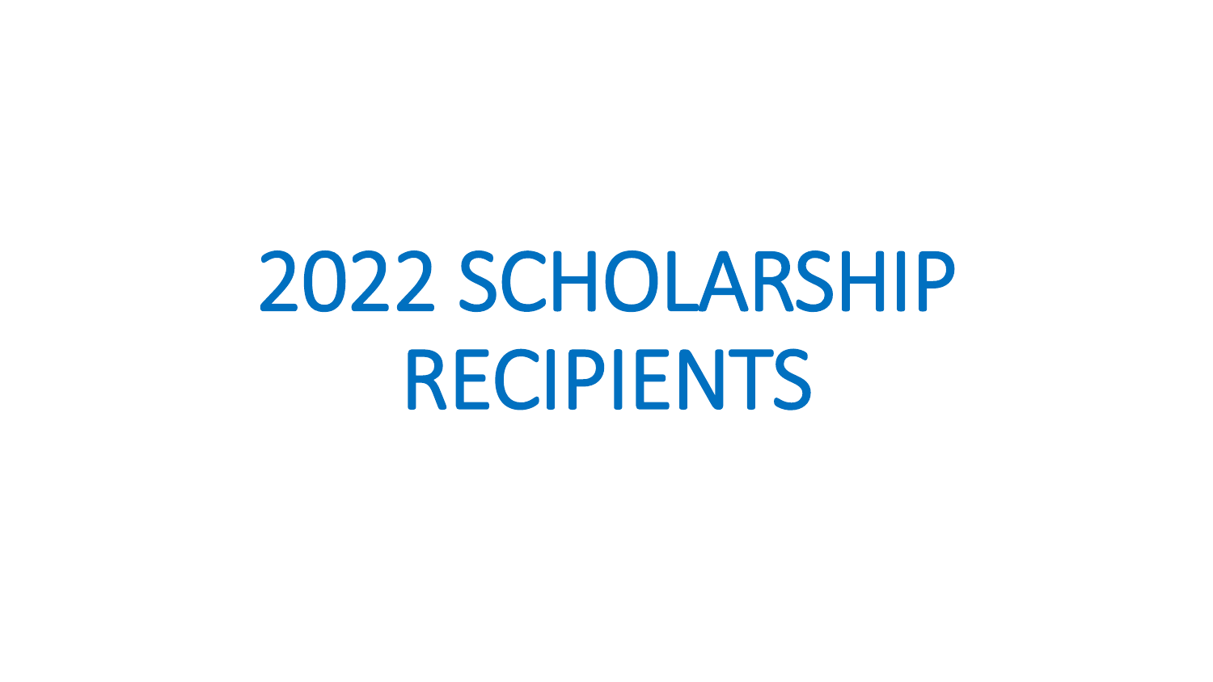# 2022 SCHOLARSHIP RECIPIENTS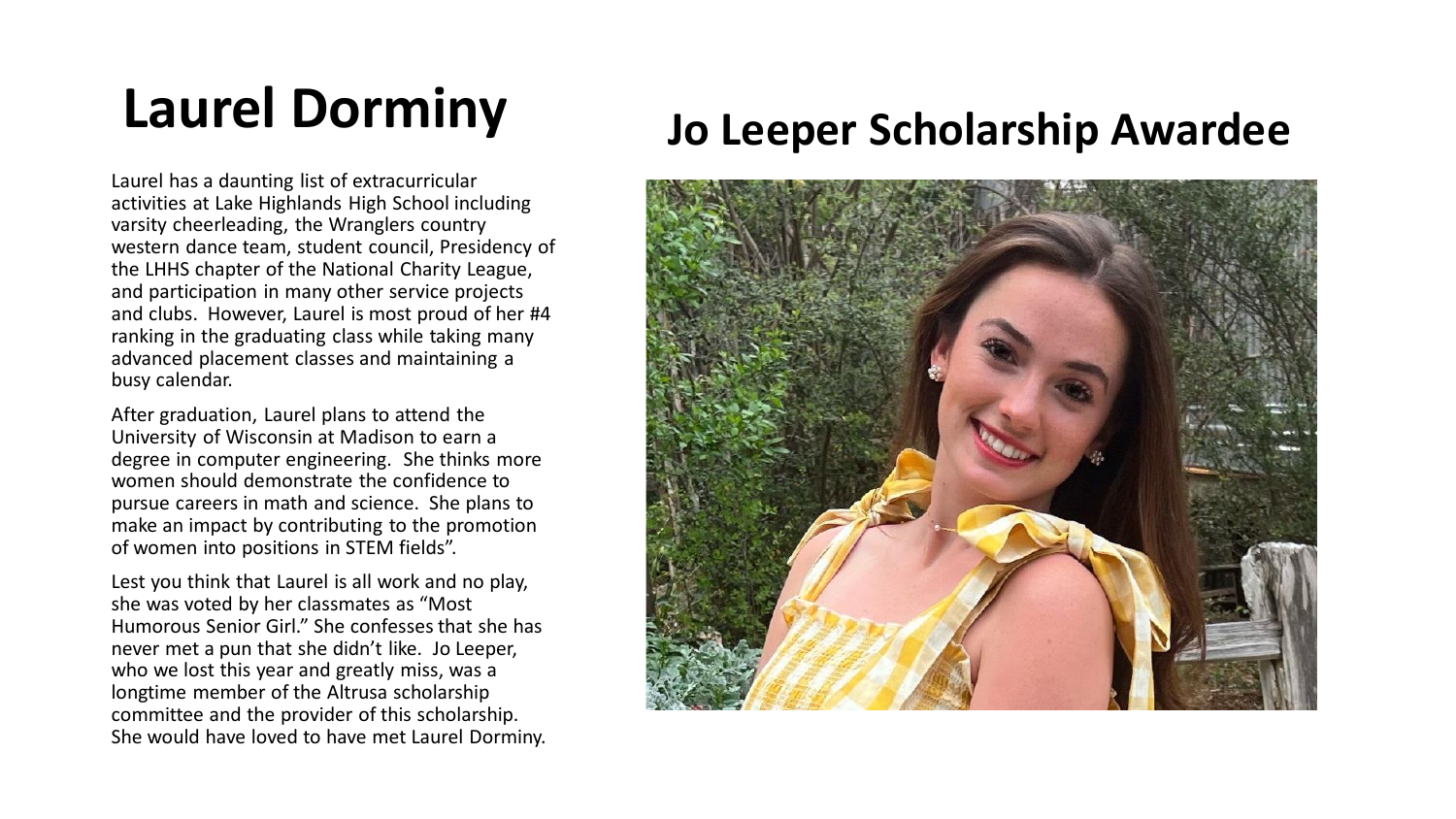# Laurel Dorminy

## Jo Leeper Scholarship Awardee

Laurel has a daunting list of extracurricular activities at Lake Highlands High School including varsity cheerleading, the Wranglers country western dance team, student council, Presidency of the LHHS chapter of the National Charity League, and participation in many other service projects and clubs. However, Laurel is most proud of her #4 ranking in the graduating class while taking many advanced placement classes and maintaining a busy calendar.

After graduation, Laurel plans to attend the University of Wisconsin at Madison to earn a degree in computer engineering. She thinks more women should demonstrate the confidence to pursue careers in math and science. She plans to make an impact by contributing to the promotion of women into positions in STEM fields".

Lest you think that Laurel is all work and no play, she was voted by her classmates as "Most Humorous Senior Girl." She confesses that she has never met a pun that she didn't like. Jo Leeper, who we lost this year and greatly miss, was a longtime member of the Altrusa scholarship committee and the provider of this scholarship. She would have loved to have met Laurel Dorminy.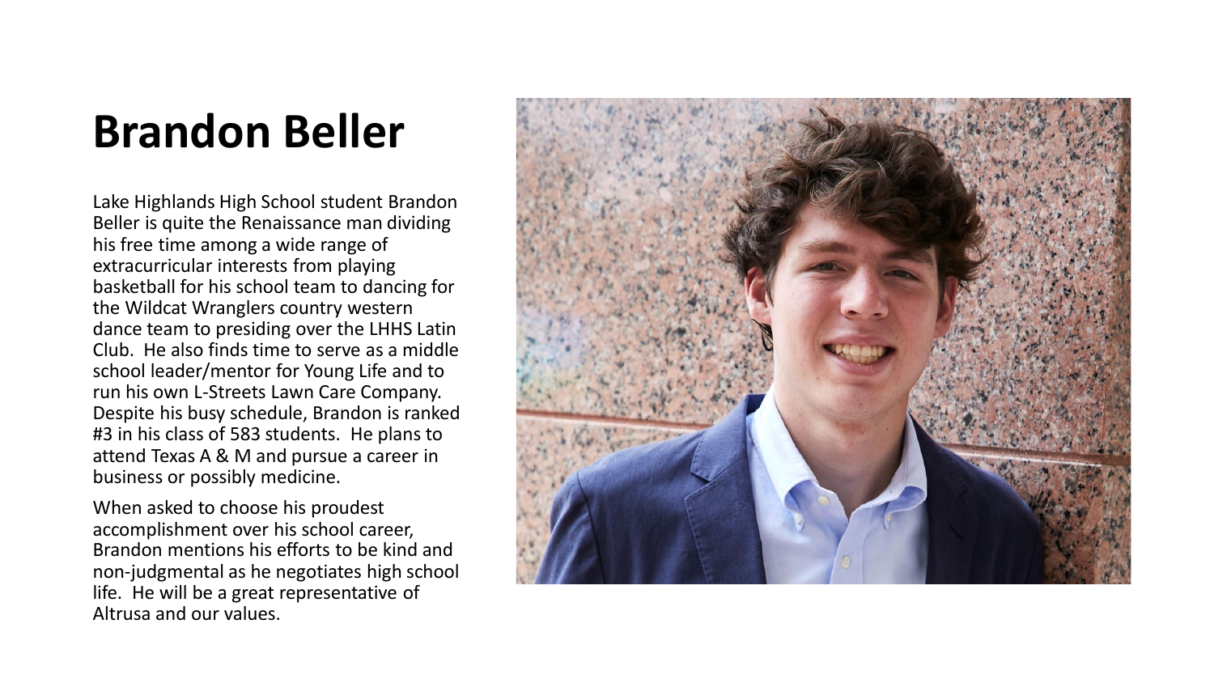# Brandon Beller

Lake Highlands High School student Brandon Beller is quite the Renaissance man dividing his free time among a wide range of extracurricular interests from playing basketball for his school team to dancing for the Wildcat Wranglers country western dance team to presiding over the LHHS Latin Club. He also finds time to serve as a middle school leader/mentor for Young Life and to run his own L-Streets Lawn Care Company. Despite his busy schedule, Brandon is ranked #3 in his class of 583 students. He plans to attend Texas A & M and pursue a career in business or possibly medicine.

When asked to choose his proudest accomplishment over his school career, Brandon mentions his efforts to be kind and non-judgmental as he negotiates high school life. He will be a great representative of Altrusa and our values.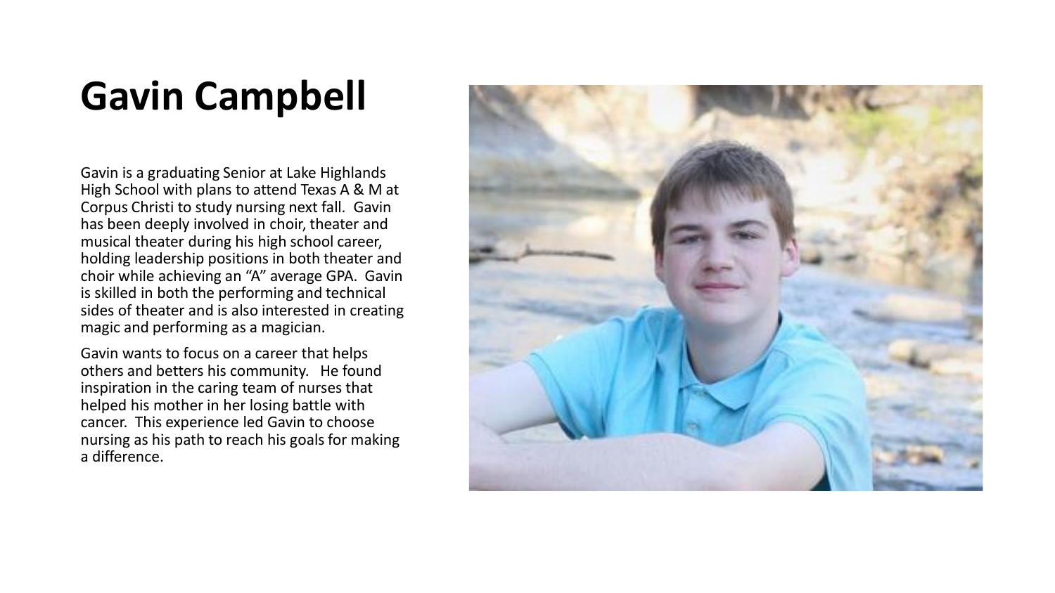# Gavin Campbell

Gavin is a graduating Senior at Lake Highlands High School with plans to attend Texas A & M at Corpus Christi to study nursing next fall. Gavin has been deeply involved in choir, theater and musical theater during his high school career, holding leadership positions in both theater and choir while achieving an "A" average GPA. Gavin is skilled in both the performing and technical sides of theater and is also interested in creating magic and performing as a magician.

Gavin wants to focus on a career that helps others and betters his community. He found inspiration in the caring team of nurses that helped his mother in her losing battle with cancer. This experience led Gavin to choose nursing as his path to reach his goals for making a difference.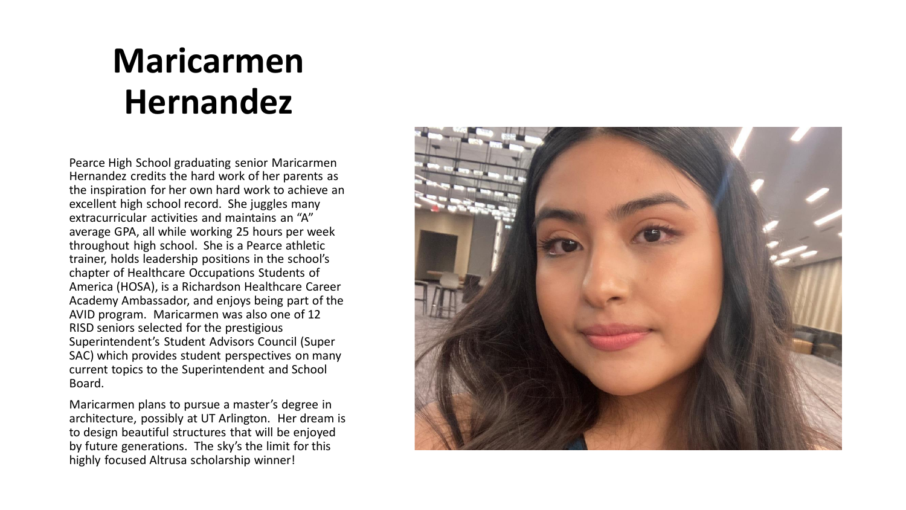# Maricarmen Hernandez

Pearce High School graduating senior Maricarmen Hernandez credits the hard work of her parents as the inspiration for her own hard work to achieve an excellent high school record. She juggles many extracurricular activities and maintains an "A" average GPA, all while working 25 hours per week throughout high school. She is a Pearce athletic trainer, holds leadership positions in the school's chapter of Healthcare Occupations Students of America (HOSA), is a Richardson Healthcare Career Academy Ambassador, and enjoys being part of the AVID program. Maricarmen was also one of 12 RISD seniors selected for the prestigious Superintendent's Student Advisors Council (Super SAC) which provides student perspectives on many current topics to the Superintendent and School Board.

Maricarmen plans to pursue a master's degree in architecture, possibly at UT Arlington. Her dream is to design beautiful structures that will be enjoyed by future generations. The sky's the limit for this highly focused Altrusa scholarship winner!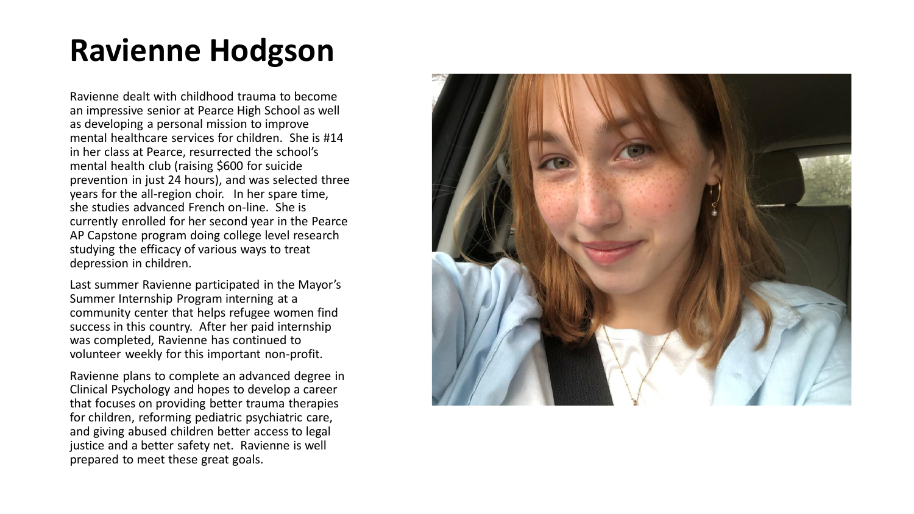# Ravienne Hodgson

Ravienne dealt with childhood trauma to become an impressive senior at Pearce High School as well as developing a personal mission to improve mental healthcare services for children. She is #14 in her class at Pearce, resurrected the school's mental health club (raising $600 for suicide prevention in just 24 hours), and was selected three years for the all-region choir. In her spare time, she studies advanced French on-line. She is currently enrolled for her second year in the Pearce AP Capstone program doing college level research studying the efficacy of various ways to treat depression in children.

Last summer Ravienne participated in the Mayor's Summer Internship Program interning at a community center that helps refugee women find success in this country. After her paid internship was completed, Ravienne has continued to volunteer weekly for this important non-profit.

Ravienne plans to complete an advanced degree in Clinical Psychology and hopes to develop a career that focuses on providing better trauma therapies for children, reforming pediatric psychiatric care, and giving abused children better access to legal justice and a better safety net. Ravienne is well prepared to meet these great goals.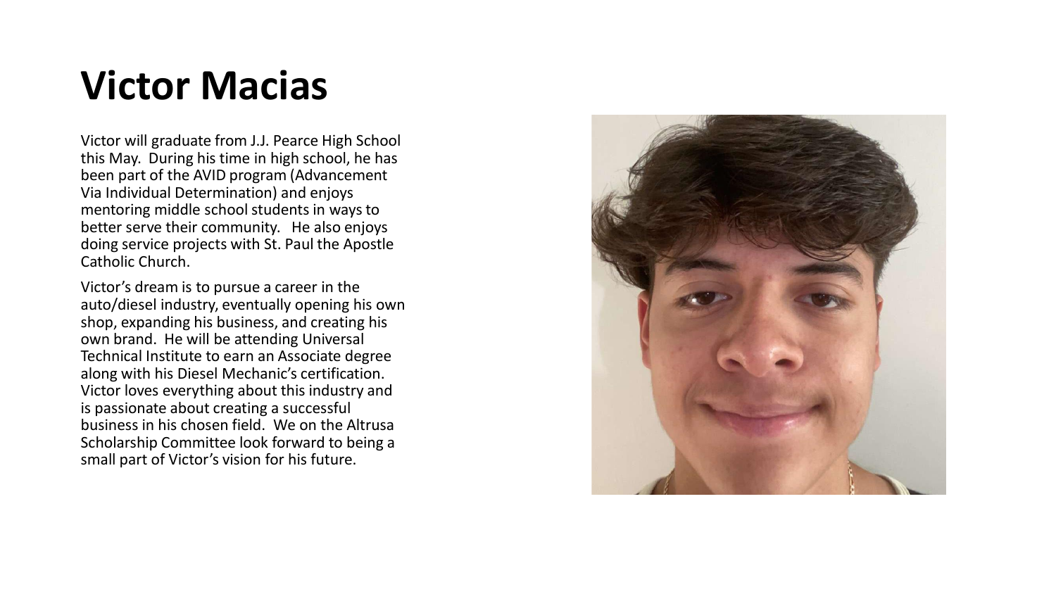# Victor Macias

Victor will graduate from J.J. Pearce High School this May.  During his time in high school, he has been part of the AVID program (Advancement Via Individual Determination) and enjoys mentoring middle school students in ways to better serve their community.   He also enjoys doing service projects with St. Paul the Apostle Catholic Church.

Victor's dream is to pursue a career in the auto/diesel industry, eventually opening his own shop, expanding his business, and creating his own brand.  He will be attending Universal Technical Institute to earn an Associate degree along with his Diesel Mechanic's certification.  Victor loves everything about this industry and is passionate about creating a successful business in his chosen field.  We on the Altrusa Scholarship Committee look forward to being a small part of Victor's vision for his future.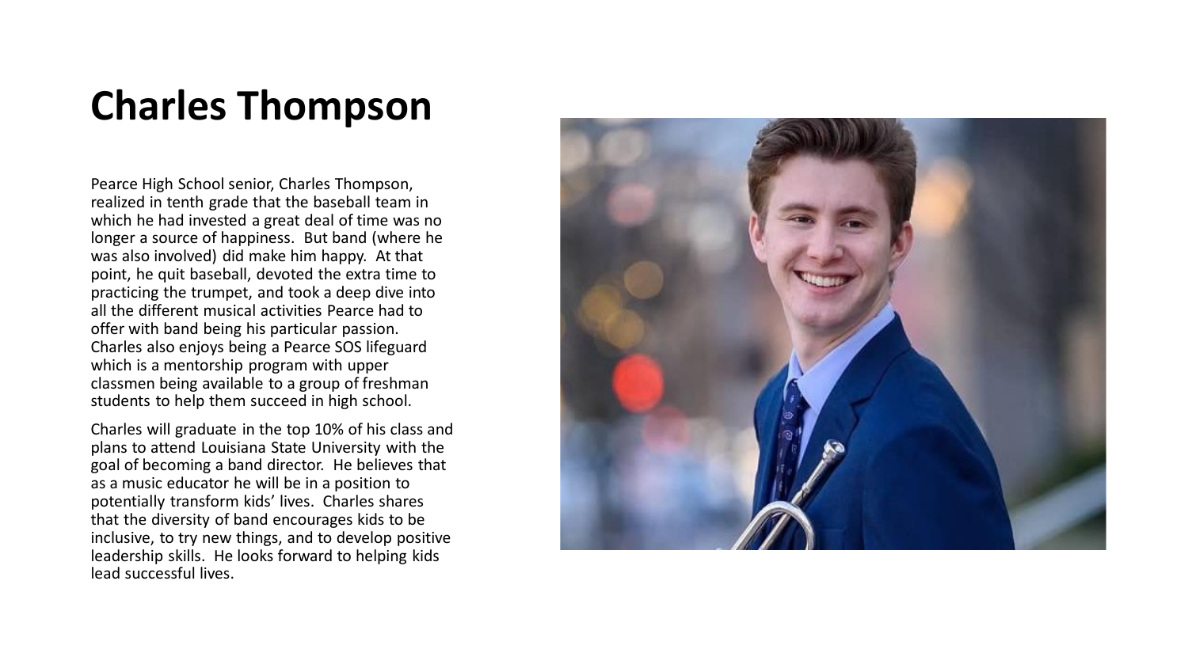# Charles Thompson

Pearce High School senior, Charles Thompson, realized in tenth grade that the baseball team in which he had invested a great deal of time was no longer a source of happiness. But band (where he was also involved) did make him happy. At that point, he quit baseball, devoted the extra time to practicing the trumpet, and took a deep dive into all the different musical activities Pearce had to offer with band being his particular passion. Charles also enjoys being a Pearce SOS lifeguard which is a mentorship program with upper classmen being available to a group of freshman students to help them succeed in high school.

Charles will graduate in the top 10% of his class and plans to attend Louisiana State University with the goal of becoming a band director. He believes that as a music educator he will be in a position to potentially transform kids' lives. Charles shares that the diversity of band encourages kids to be inclusive, to try new things, and to develop positive leadership skills. He looks forward to helping kids lead successful lives.